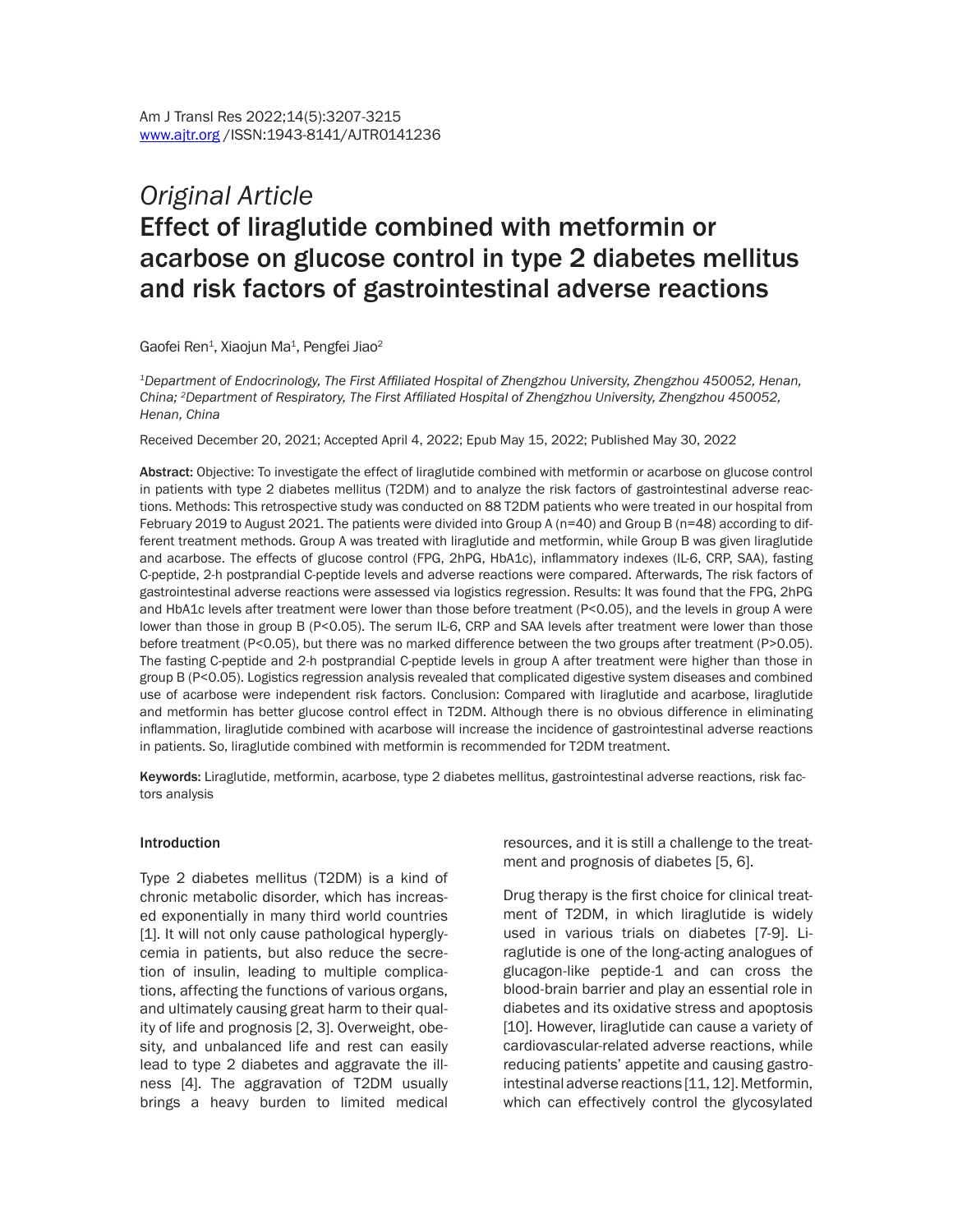*Original Article*

# Effect of liraglutide combined with metformin or acarbose on glucose control in type 2 diabetes mellitus and risk factors of gastrointestinal adverse reactions

Gaofei Ren[1], Xiaojun Ma[1], Pengfei Jiao[2]

*[1]Department of Endocrinology, The First Affiliated Hospital of Zhengzhou University, Zhengzhou 450052, Henan, China; [2]Department of Respiratory, The First Affiliated Hospital of Zhengzhou University, Zhengzhou 450052, Henan, China*

Received December 20, 2021; Accepted April 4, 2022; Epub May 15, 2022; Published May 30, 2022

**Abstract:** Objective: To investigate the effect of liraglutide combined with metformin or acarbose on glucose control in patients with type 2 diabetes mellitus (T2DM) and to analyze the risk factors of gastrointestinal adverse reactions. Methods: This retrospective study was conducted on 88 T2DM patients who were treated in our hospital from February 2019 to August 2021. The patients were divided into Group A (n=40) and Group B (n=48) according to different treatment methods. Group A was treated with liraglutide and metformin, while Group B was given liraglutide and acarbose. The effects of glucose control (FPG, 2hPG, HbA1c), inflammatory indexes (IL-6, CRP, SAA), fasting C-peptide, 2-h postprandial C-peptide levels and adverse reactions were compared. Afterwards, The risk factors of gastrointestinal adverse reactions were assessed via logistics regression. Results: It was found that the FPG, 2hPG and HbA1c levels after treatment were lower than those before treatment ($P<0.05$), and the levels in group A were lower than those in group B ($P<0.05$). The serum IL-6, CRP and SAA levels after treatment were lower than those before treatment ($P<0.05$), but there was no marked difference between the two groups after treatment ($P>0.05$). The fasting C-peptide and 2-h postprandial C-peptide levels in group A after treatment were higher than those in group B ($P<0.05$). Logistics regression analysis revealed that complicated digestive system diseases and combined use of acarbose were independent risk factors. Conclusion: Compared with liraglutide and acarbose, liraglutide and metformin has better glucose control effect in T2DM. Although there is no obvious difference in eliminating inflammation, liraglutide combined with acarbose will increase the incidence of gastrointestinal adverse reactions in patients. So, liraglutide combined with metformin is recommended for T2DM treatment.

**Keywords:** Liraglutide, metformin, acarbose, type 2 diabetes mellitus, gastrointestinal adverse reactions, risk factors analysis

## Introduction

Type 2 diabetes mellitus (T2DM) is a kind of chronic metabolic disorder, which has increased exponentially in many third world countries [1]. It will not only cause pathological hyperglycemia in patients, but also reduce the secretion of insulin, leading to multiple complications, affecting the functions of various organs, and ultimately causing great harm to their quality of life and prognosis [2, 3]. Overweight, obesity, and unbalanced life and rest can easily lead to type 2 diabetes and aggravate the illness [4]. The aggravation of T2DM usually brings a heavy burden to limited medical resources, and it is still a challenge to the treatment and prognosis of diabetes [5, 6].

Drug therapy is the first choice for clinical treatment of T2DM, in which liraglutide is widely used in various trials on diabetes [7-9]. Liraglutide is one of the long-acting analogues of glucagon-like peptide-1 and can cross the blood-brain barrier and play an essential role in diabetes and its oxidative stress and apoptosis [10]. However, liraglutide can cause a variety of cardiovascular-related adverse reactions, while reducing patients' appetite and causing gastrointestinal adverse reactions [11, 12]. Metformin, which can effectively control the glycosylated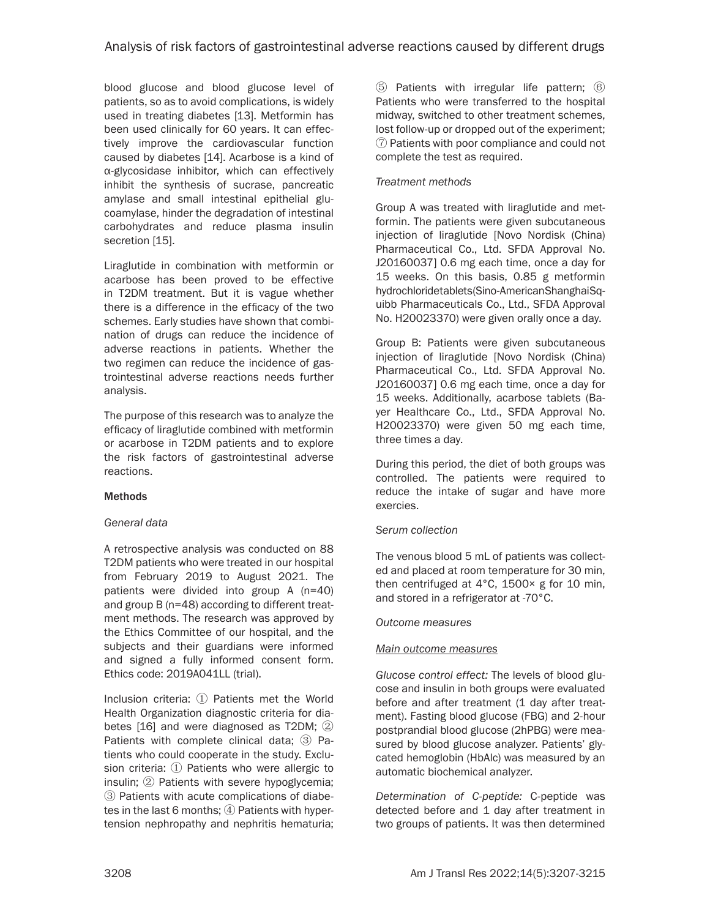blood glucose and blood glucose level of patients, so as to avoid complications, is widely used in treating diabetes [13]. Metformin has been used clinically for 60 years. It can effectively improve the cardiovascular function caused by diabetes [14]. Acarbose is a kind of α-glycosidase inhibitor, which can effectively inhibit the synthesis of sucrase, pancreatic amylase and small intestinal epithelial glucoamylase, hinder the degradation of intestinal carbohydrates and reduce plasma insulin secretion [15].

Liraglutide in combination with metformin or acarbose has been proved to be effective in T2DM treatment. But it is vague whether there is a difference in the efficacy of the two schemes. Early studies have shown that combination of drugs can reduce the incidence of adverse reactions in patients. Whether the two regimen can reduce the incidence of gastrointestinal adverse reactions needs further analysis.

The purpose of this research was to analyze the efficacy of liraglutide combined with metformin or acarbose in T2DM patients and to explore the risk factors of gastrointestinal adverse reactions.

## Methods

### General data

A retrospective analysis was conducted on 88 T2DM patients who were treated in our hospital from February 2019 to August 2021. The patients were divided into group A (n=40) and group B (n=48) according to different treatment methods. The research was approved by the Ethics Committee of our hospital, and the subjects and their guardians were informed and signed a fully informed consent form. Ethics code: 2019A041LL (trial).

Inclusion criteria: ① Patients met the World Health Organization diagnostic criteria for diabetes [16] and were diagnosed as T2DM; ② Patients with complete clinical data; ③ Patients who could cooperate in the study. Exclusion criteria: ① Patients who were allergic to insulin; ② Patients with severe hypoglycemia; ③ Patients with acute complications of diabetes in the last 6 months; ④ Patients with hypertension nephropathy and nephritis hematuria; ⑤ Patients with irregular life pattern; ⑥ Patients who were transferred to the hospital midway, switched to other treatment schemes, lost follow-up or dropped out of the experiment; ⑦ Patients with poor compliance and could not complete the test as required.

### Treatment methods

Group A was treated with liraglutide and metformin. The patients were given subcutaneous injection of liraglutide [Novo Nordisk (China) Pharmaceutical Co., Ltd. SFDA Approval No. J20160037] 0.6 mg each time, once a day for 15 weeks. On this basis, 0.85 g metformin hydrochloridetablets(Sino-AmericanShanghaiSquibb Pharmaceuticals Co., Ltd., SFDA Approval No. H20023370) were given orally once a day.

Group B: Patients were given subcutaneous injection of liraglutide [Novo Nordisk (China) Pharmaceutical Co., Ltd. SFDA Approval No. J20160037] 0.6 mg each time, once a day for 15 weeks. Additionally, acarbose tablets (Bayer Healthcare Co., Ltd., SFDA Approval No. H20023370) were given 50 mg each time, three times a day.

During this period, the diet of both groups was controlled. The patients were required to reduce the intake of sugar and have more exercies.

### Serum collection

The venous blood 5 mL of patients was collected and placed at room temperature for 30 min, then centrifuged at 4°C, 1500× g for 10 min, and stored in a refrigerator at -70°C.

### Outcome measures

#### Main outcome measures

*Glucose control effect:* The levels of blood glucose and insulin in both groups were evaluated before and after treatment (1 day after treatment). Fasting blood glucose (FBG) and 2-hour postprandial blood glucose (2hPBG) were measured by blood glucose analyzer. Patients' glycated hemoglobin (HbAlc) was measured by an automatic biochemical analyzer.

*Determination of C-peptide:* C-peptide was detected before and 1 day after treatment in two groups of patients. It was then determined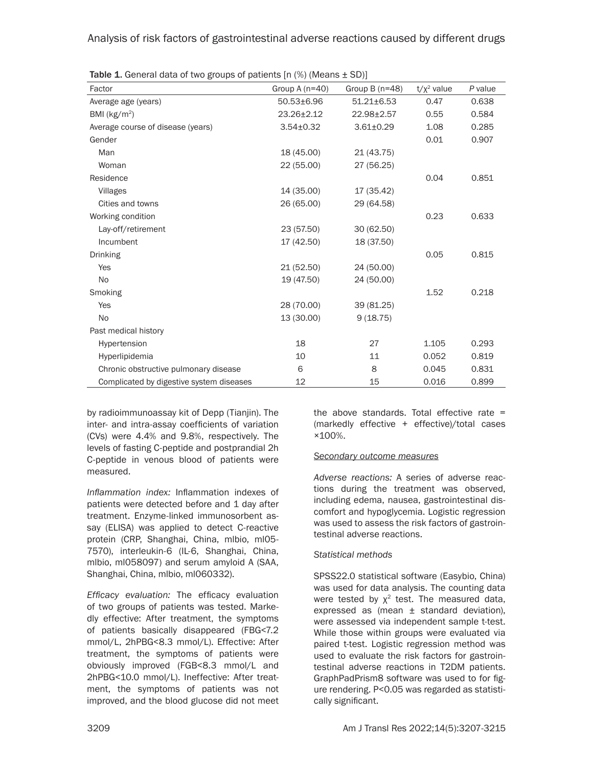**Table 1.** General data of two groups of patients [n (%) (Means ± SD)]

| Factor | Group A (n=40) | Group B (n=48) | $t/\chi^2$ value | *P* value |
|---|---|---|---|---|
| Average age (years) | 50.53±6.96 | 51.21±6.53 | 0.47 | 0.638 |
| BMI (kg/m$^2$) | 23.26±2.12 | 22.98±2.57 | 0.55 | 0.584 |
| Average course of disease (years) | 3.54±0.32 | 3.61±0.29 | 1.08 | 0.285 |
| Gender | | | 0.01 | 0.907 |
| Man | 18 (45.00) | 21 (43.75) | | |
| Woman | 22 (55.00) | 27 (56.25) | | |
| Residence | | | 0.04 | 0.851 |
| Villages | 14 (35.00) | 17 (35.42) | | |
| Cities and towns | 26 (65.00) | 29 (64.58) | | |
| Working condition | | | 0.23 | 0.633 |
| Lay-off/retirement | 23 (57.50) | 30 (62.50) | | |
| Incumbent | 17 (42.50) | 18 (37.50) | | |
| Drinking | | | 0.05 | 0.815 |
| Yes | 21 (52.50) | 24 (50.00) | | |
| No | 19 (47.50) | 24 (50.00) | | |
| Smoking | | | 1.52 | 0.218 |
| Yes | 28 (70.00) | 39 (81.25) | | |
| No | 13 (30.00) | 9 (18.75) | | |
| Past medical history | | | | |
| Hypertension | 18 | 27 | 1.105 | 0.293 |
| Hyperlipidemia | 10 | 11 | 0.052 | 0.819 |
| Chronic obstructive pulmonary disease | 6 | 8 | 0.045 | 0.831 |
| Complicated by digestive system diseases | 12 | 15 | 0.016 | 0.899 |

by radioimmunoassay kit of Depp (Tianjin). The inter- and intra-assay coefficients of variation (CVs) were 4.4% and 9.8%, respectively. The levels of fasting C-peptide and postprandial 2h C-peptide in venous blood of patients were measured.

*Inflammation index:* Inflammation indexes of patients were detected before and 1 day after treatment. Enzyme-linked immunosorbent assay (ELISA) was applied to detect C-reactive protein (CRP, Shanghai, China, mlbio, ml05-7570), interleukin-6 (IL-6, Shanghai, China, mlbio, ml058097) and serum amyloid A (SAA, Shanghai, China, mlbio, ml060332).

*Efficacy evaluation:* The efficacy evaluation of two groups of patients was tested. Markedly effective: After treatment, the symptoms of patients basically disappeared (FBG<7.2 mmol/L, 2hPBG<8.3 mmol/L). Effective: After treatment, the symptoms of patients were obviously improved (FGB<8.3 mmol/L and 2hPBG<10.0 mmol/L). Ineffective: After treatment, the symptoms of patients was not improved, and the blood glucose did not meet the above standards. Total effective rate = (markedly effective + effective)/total cases ×100%.

#### Secondary outcome measures

*Adverse reactions:* A series of adverse reactions during the treatment was observed, including edema, nausea, gastrointestinal discomfort and hypoglycemia. Logistic regression was used to assess the risk factors of gastrointestinal adverse reactions.

#### Statistical methods

SPSS22.0 statistical software (Easybio, China) was used for data analysis. The counting data were tested by $\chi^2$ test. The measured data, expressed as (mean ± standard deviation), were assessed via independent sample t-test. While those within groups were evaluated via paired t-test. Logistic regression method was used to evaluate the risk factors for gastrointestinal adverse reactions in T2DM patients. GraphPadPrism8 software was used to for figure rendering. $P<0.05$ was regarded as statistically significant.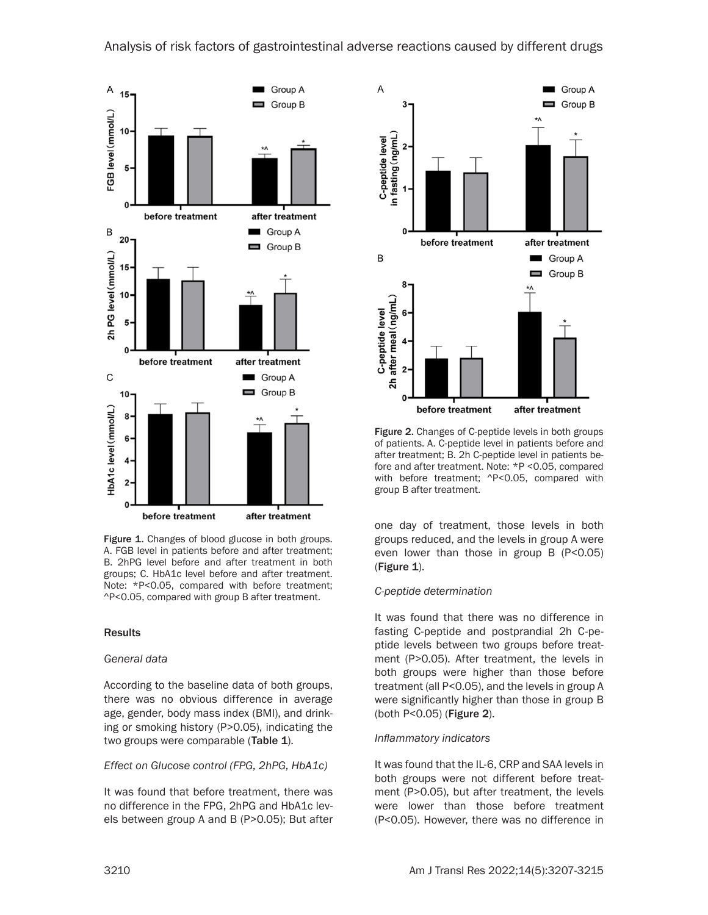Figure 1. Changes of blood glucose in both groups. A. FGB level in patients before and after treatment; B. 2hPG level before and after treatment in both groups; C. HbA1c level before and after treatment. Note: *P<0.05, compared with before treatment; ^P<0.05, compared with group B after treatment.

Figure 2. Changes of C-peptide levels in both groups of patients. A. C-peptide level in patients before and after treatment; B. 2h C-peptide level in patients before and after treatment. Note: *P <0.05, compared with before treatment; ^P<0.05, compared with group B after treatment.

## Results

### General data

According to the baseline data of both groups, there was no obvious difference in average age, gender, body mass index (BMI), and drinking or smoking history (P>0.05), indicating the two groups were comparable (**Table 1**).

### Effect on Glucose control (FPG, 2hPG, HbA1c)

It was found that before treatment, there was no difference in the FPG, 2hPG and HbA1c levels between group A and B (P>0.05); But after one day of treatment, those levels in both groups reduced, and the levels in group A were even lower than those in group B (P<0.05) (**Figure 1**).

### C-peptide determination

It was found that there was no difference in fasting C-peptide and postprandial 2h C-peptide levels between two groups before treatment (P>0.05). After treatment, the levels in both groups were higher than those before treatment (all P<0.05), and the levels in group A were significantly higher than those in group B (both P<0.05) (**Figure 2**).

### Inflammatory indicators

It was found that the IL-6, CRP and SAA levels in both groups were not different before treatment (P>0.05), but after treatment, the levels were lower than those before treatment (P<0.05). However, there was no difference in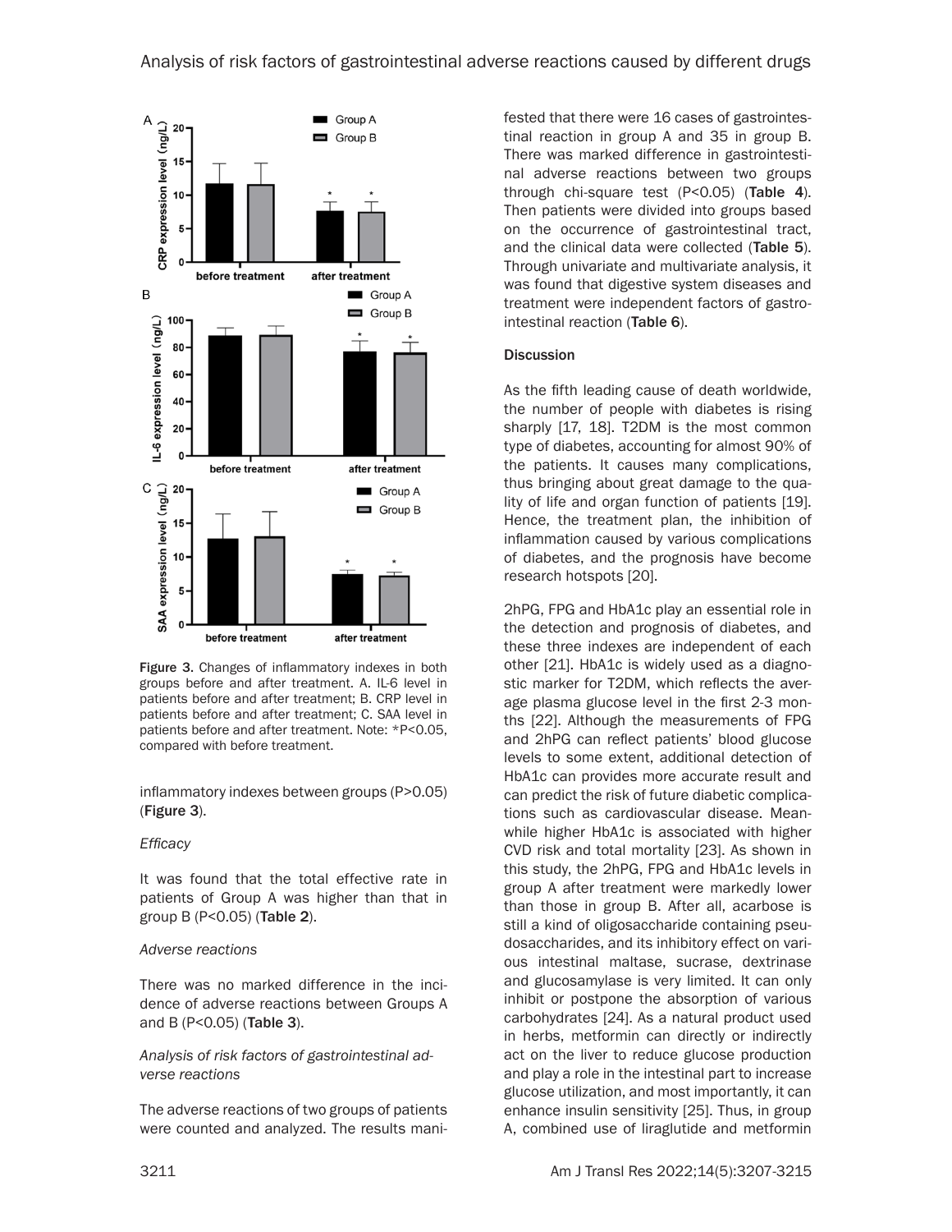Figure 3. Changes of inflammatory indexes in both groups before and after treatment. A. IL-6 level in patients before and after treatment; B. CRP level in patients before and after treatment; C. SAA level in patients before and after treatment. Note: *P<0.05, compared with before treatment.

inflammatory indexes between groups (P>0.05) (**Figure 3**).

*Efficacy*

It was found that the total effective rate in patients of Group A was higher than that in group B (P<0.05) (**Table 2**).

*Adverse reactions*

There was no marked difference in the incidence of adverse reactions between Groups A and B (P<0.05) (**Table 3**).

*Analysis of risk factors of gastrointestinal adverse reactions*

The adverse reactions of two groups of patients were counted and analyzed. The results manifested that there were 16 cases of gastrointestinal reaction in group A and 35 in group B. There was marked difference in gastrointestinal adverse reactions between two groups through chi-square test (P<0.05) (**Table 4**). Then patients were divided into groups based on the occurrence of gastrointestinal tract, and the clinical data were collected (**Table 5**). Through univariate and multivariate analysis, it was found that digestive system diseases and treatment were independent factors of gastrointestinal reaction (**Table 6**).

## Discussion

As the fifth leading cause of death worldwide, the number of people with diabetes is rising sharply [17, 18]. T2DM is the most common type of diabetes, accounting for almost 90% of the patients. It causes many complications, thus bringing about great damage to the quality of life and organ function of patients [19]. Hence, the treatment plan, the inhibition of inflammation caused by various complications of diabetes, and the prognosis have become research hotspots [20].

2hPG, FPG and HbA1c play an essential role in the detection and prognosis of diabetes, and these three indexes are independent of each other [21]. HbA1c is widely used as a diagnostic marker for T2DM, which reflects the average plasma glucose level in the first 2-3 months [22]. Although the measurements of FPG and 2hPG can reflect patients' blood glucose levels to some extent, additional detection of HbA1c can provides more accurate result and can predict the risk of future diabetic complications such as cardiovascular disease. Meanwhile higher HbA1c is associated with higher CVD risk and total mortality [23]. As shown in this study, the 2hPG, FPG and HbA1c levels in group A after treatment were markedly lower than those in group B. After all, acarbose is still a kind of oligosaccharide containing pseudosaccharides, and its inhibitory effect on various intestinal maltase, sucrase, dextrinase and glucosamylase is very limited. It can only inhibit or postpone the absorption of various carbohydrates [24]. As a natural product used in herbs, metformin can directly or indirectly act on the liver to reduce glucose production and play a role in the intestinal part to increase glucose utilization, and most importantly, it can enhance insulin sensitivity [25]. Thus, in group A, combined use of liraglutide and metformin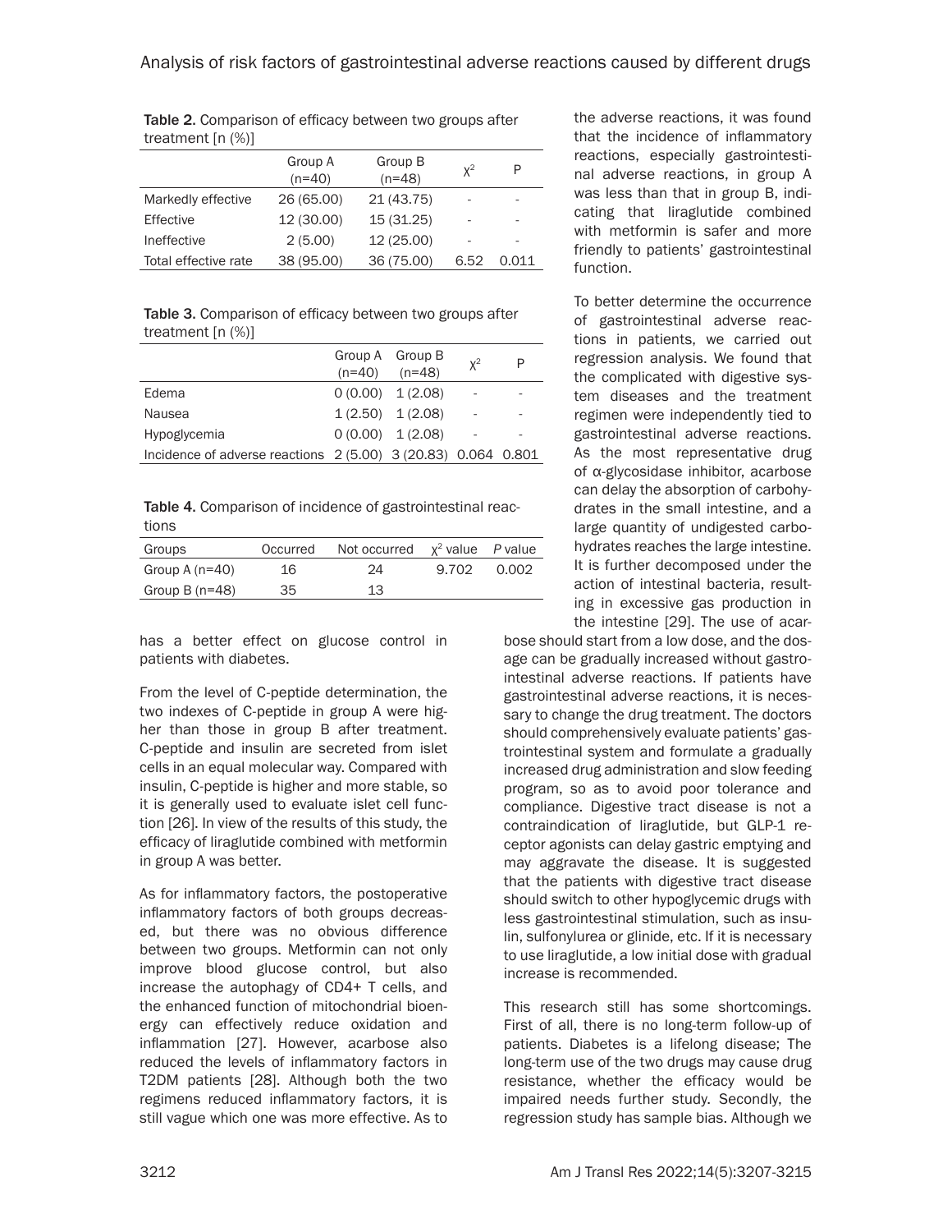**Table 2.** Comparison of efficacy between two groups after treatment [n (%)]

| | Group A (n=40) | Group B (n=48) | $\chi^2$ | P |
|---|---|---|---|---|
| Markedly effective | 26 (65.00) | 21 (43.75) | - | - |
| Effective | 12 (30.00) | 15 (31.25) | - | - |
| Ineffective | 2 (5.00) | 12 (25.00) | - | - |
| Total effective rate | 38 (95.00) | 36 (75.00) | 6.52 | 0.011 |

**Table 3.** Comparison of efficacy between two groups after treatment [n (%)]

| | Group A (n=40) | Group B (n=48) | $\chi^2$ | P |
|---|---|---|---|---|
| Edema | 0 (0.00) | 1 (2.08) | - | - |
| Nausea | 1 (2.50) | 1 (2.08) | - | - |
| Hypoglycemia | 0 (0.00) | 1 (2.08) | - | - |
| Incidence of adverse reactions | 2 (5.00) | 3 (20.83) | 0.064 | 0.801 |

**Table 4.** Comparison of incidence of gastrointestinal reactions

| Groups | Occurred | Not occurred | $\chi^2$ value | *P* value |
|---|---|---|---|---|
| Group A (n=40) | 16 | 24 | 9.702 | 0.002 |
| Group B (n=48) | 35 | 13 | | |

has a better effect on glucose control in patients with diabetes.

From the level of C-peptide determination, the two indexes of C-peptide in group A were higher than those in group B after treatment. C-peptide and insulin are secreted from islet cells in an equal molecular way. Compared with insulin, C-peptide is higher and more stable, so it is generally used to evaluate islet cell function [26]. In view of the results of this study, the efficacy of liraglutide combined with metformin in group A was better.

As for inflammatory factors, the postoperative inflammatory factors of both groups decreased, but there was no obvious difference between two groups. Metformin can not only improve blood glucose control, but also increase the autophagy of CD4+ T cells, and the enhanced function of mitochondrial bioenergy can effectively reduce oxidation and inflammation [27]. However, acarbose also reduced the levels of inflammatory factors in T2DM patients [28]. Although both the two regimens reduced inflammatory factors, it is still vague which one was more effective. As to the adverse reactions, it was found that the incidence of inflammatory reactions, especially gastrointestinal adverse reactions, in group A was less than that in group B, indicating that liraglutide combined with metformin is safer and more friendly to patients' gastrointestinal function.

To better determine the occurrence of gastrointestinal adverse reactions in patients, we carried out regression analysis. We found that the complicated with digestive system diseases and the treatment regimen were independently tied to gastrointestinal adverse reactions. As the most representative drug of α-glycosidase inhibitor, acarbose can delay the absorption of carbohydrates in the small intestine, and a large quantity of undigested carbohydrates reaches the large intestine. It is further decomposed under the action of intestinal bacteria, resulting in excessive gas production in the intestine [29]. The use of acarbose should start from a low dose, and the dosage can be gradually increased without gastrointestinal adverse reactions. If patients have gastrointestinal adverse reactions, it is necessary to change the drug treatment. The doctors should comprehensively evaluate patients' gastrointestinal system and formulate a gradually increased drug administration and slow feeding program, so as to avoid poor tolerance and compliance. Digestive tract disease is not a contraindication of liraglutide, but GLP-1 receptor agonists can delay gastric emptying and may aggravate the disease. It is suggested that the patients with digestive tract disease should switch to other hypoglycemic drugs with less gastrointestinal stimulation, such as insulin, sulfonylurea or glinide, etc. If it is necessary to use liraglutide, a low initial dose with gradual increase is recommended.

This research still has some shortcomings. First of all, there is no long-term follow-up of patients. Diabetes is a lifelong disease; The long-term use of the two drugs may cause drug resistance, whether the efficacy would be impaired needs further study. Secondly, the regression study has sample bias. Although we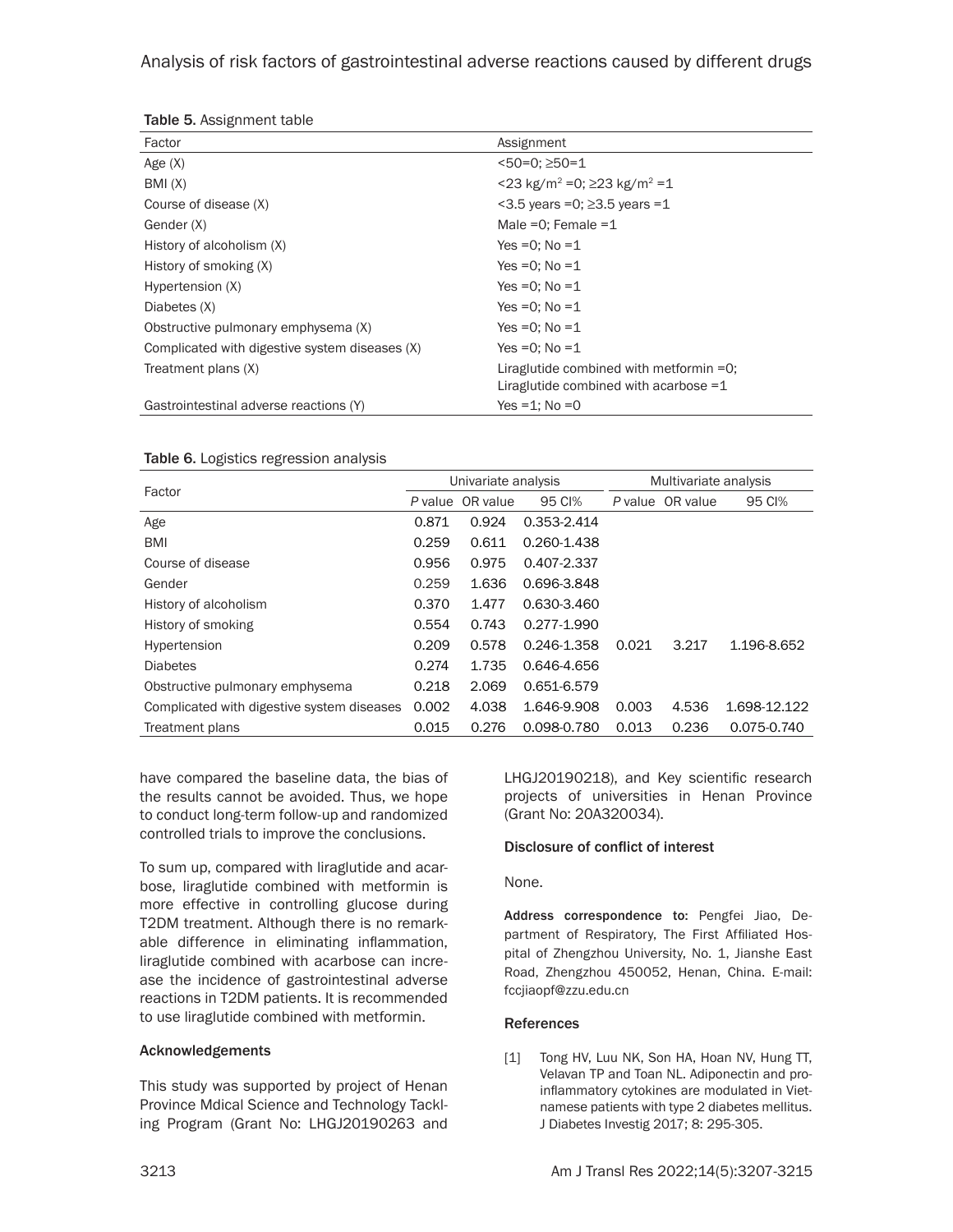Table 5. Assignment table

| Factor | Assignment |
|---|---|
| Age (X) | <50=0; ≥50=1 |
| BMI (X) | <23 kg/m$^2$ =0; ≥23 kg/m$^2$ =1 |
| Course of disease (X) | <3.5 years =0; ≥3.5 years =1 |
| Gender (X) | Male =0; Female =1 |
| History of alcoholism (X) | Yes =0; No =1 |
| History of smoking (X) | Yes =0; No =1 |
| Hypertension (X) | Yes =0; No =1 |
| Diabetes (X) | Yes =0; No =1 |
| Obstructive pulmonary emphysema (X) | Yes =0; No =1 |
| Complicated with digestive system diseases (X) | Yes =0; No =1 |
| Treatment plans (X) | Liraglutide combined with metformin =0; Liraglutide combined with acarbose =1 |
| Gastrointestinal adverse reactions (Y) | Yes =1; No =0 |

Table 6. Logistics regression analysis

| Factor | Univariate analysis | | | Multivariate analysis | | |
|---|---|---|---|---|---|---|
| | *P* value | OR value | 95 CI% | *P* value | OR value | 95 CI% |
| Age | 0.871 | 0.924 | 0.353-2.414 | | | |
| BMI | 0.259 | 0.611 | 0.260-1.438 | | | |
| Course of disease | 0.956 | 0.975 | 0.407-2.337 | | | |
| Gender | 0.259 | 1.636 | 0.696-3.848 | | | |
| History of alcoholism | 0.370 | 1.477 | 0.630-3.460 | | | |
| History of smoking | 0.554 | 0.743 | 0.277-1.990 | | | |
| Hypertension | 0.209 | 0.578 | 0.246-1.358 | 0.021 | 3.217 | 1.196-8.652 |
| Diabetes | 0.274 | 1.735 | 0.646-4.656 | | | |
| Obstructive pulmonary emphysema | 0.218 | 2.069 | 0.651-6.579 | | | |
| Complicated with digestive system diseases | 0.002 | 4.038 | 1.646-9.908 | 0.003 | 4.536 | 1.698-12.122 |
| Treatment plans | 0.015 | 0.276 | 0.098-0.780 | 0.013 | 0.236 | 0.075-0.740 |

have compared the baseline data, the bias of the results cannot be avoided. Thus, we hope to conduct long-term follow-up and randomized controlled trials to improve the conclusions.

To sum up, compared with liraglutide and acarbose, liraglutide combined with metformin is more effective in controlling glucose during T2DM treatment. Although there is no remarkable difference in eliminating inflammation, liraglutide combined with acarbose can increase the incidence of gastrointestinal adverse reactions in T2DM patients. It is recommended to use liraglutide combined with metformin.

## Acknowledgements

This study was supported by project of Henan Province Mdical Science and Technology Tackling Program (Grant No: LHGJ20190263 and LHGJ20190218), and Key scientific research projects of universities in Henan Province (Grant No: 20A320034).

## Disclosure of conflict of interest

None.

**Address correspondence to:** Pengfei Jiao, Department of Respiratory, The First Affiliated Hospital of Zhengzhou University, No. 1, Jianshe East Road, Zhengzhou 450052, Henan, China. E-mail: fccjiaopf@zzu.edu.cn

## References

[1] Tong HV, Luu NK, Son HA, Hoan NV, Hung TT, Velavan TP and Toan NL. Adiponectin and pro-inflammatory cytokines are modulated in Vietnamese patients with type 2 diabetes mellitus. J Diabetes Investig 2017; 8: 295-305.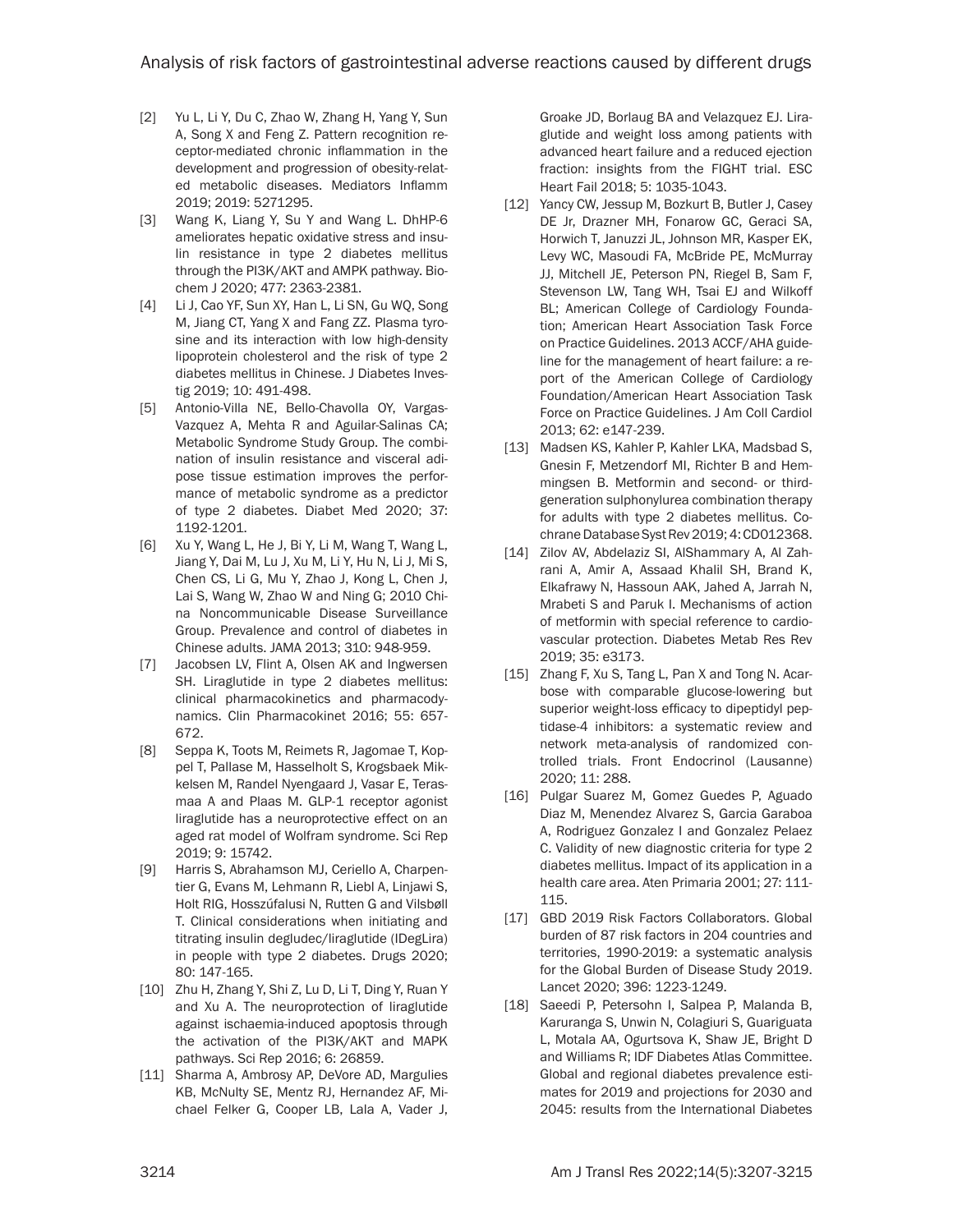[2] Yu L, Li Y, Du C, Zhao W, Zhang H, Yang Y, Sun A, Song X and Feng Z. Pattern recognition receptor-mediated chronic inflammation in the development and progression of obesity-related metabolic diseases. Mediators Inflamm 2019; 2019: 5271295.

[3] Wang K, Liang Y, Su Y and Wang L. DhHP-6 ameliorates hepatic oxidative stress and insulin resistance in type 2 diabetes mellitus through the PI3K/AKT and AMPK pathway. Biochem J 2020; 477: 2363-2381.

[4] Li J, Cao YF, Sun XY, Han L, Li SN, Gu WQ, Song M, Jiang CT, Yang X and Fang ZZ. Plasma tyrosine and its interaction with low high-density lipoprotein cholesterol and the risk of type 2 diabetes mellitus in Chinese. J Diabetes Investig 2019; 10: 491-498.

[5] Antonio-Villa NE, Bello-Chavolla OY, Vargas-Vazquez A, Mehta R and Aguilar-Salinas CA; Metabolic Syndrome Study Group. The combination of insulin resistance and visceral adipose tissue estimation improves the performance of metabolic syndrome as a predictor of type 2 diabetes. Diabet Med 2020; 37: 1192-1201.

[6] Xu Y, Wang L, He J, Bi Y, Li M, Wang T, Wang L, Jiang Y, Dai M, Lu J, Xu M, Li Y, Hu N, Li J, Mi S, Chen CS, Li G, Mu Y, Zhao J, Kong L, Chen J, Lai S, Wang W, Zhao W and Ning G; 2010 China Noncommunicable Disease Surveillance Group. Prevalence and control of diabetes in Chinese adults. JAMA 2013; 310: 948-959.

[7] Jacobsen LV, Flint A, Olsen AK and Ingwersen SH. Liraglutide in type 2 diabetes mellitus: clinical pharmacokinetics and pharmacodynamics. Clin Pharmacokinet 2016; 55: 657-672.

[8] Seppa K, Toots M, Reimets R, Jagomae T, Koppel T, Pallase M, Hasselholt S, Krogsbaek Mikkelsen M, Randel Nyengaard J, Vasar E, Terasmaa A and Plaas M. GLP-1 receptor agonist liraglutide has a neuroprotective effect on an aged rat model of Wolfram syndrome. Sci Rep 2019; 9: 15742.

[9] Harris S, Abrahamson MJ, Ceriello A, Charpentier G, Evans M, Lehmann R, Liebl A, Linjawi S, Holt RIG, Hosszúfalusi N, Rutten G and Vilsbøll T. Clinical considerations when initiating and titrating insulin degludec/liraglutide (IDegLira) in people with type 2 diabetes. Drugs 2020; 80: 147-165.

[10] Zhu H, Zhang Y, Shi Z, Lu D, Li T, Ding Y, Ruan Y and Xu A. The neuroprotection of liraglutide against ischaemia-induced apoptosis through the activation of the PI3K/AKT and MAPK pathways. Sci Rep 2016; 6: 26859.

[11] Sharma A, Ambrosy AP, DeVore AD, Margulies KB, McNulty SE, Mentz RJ, Hernandez AF, Michael Felker G, Cooper LB, Lala A, Vader J, Groake JD, Borlaug BA and Velazquez EJ. Liraglutide and weight loss among patients with advanced heart failure and a reduced ejection fraction: insights from the FIGHT trial. ESC Heart Fail 2018; 5: 1035-1043.

[12] Yancy CW, Jessup M, Bozkurt B, Butler J, Casey DE Jr, Drazner MH, Fonarow GC, Geraci SA, Horwich T, Januzzi JL, Johnson MR, Kasper EK, Levy WC, Masoudi FA, McBride PE, McMurray JJ, Mitchell JE, Peterson PN, Riegel B, Sam F, Stevenson LW, Tang WH, Tsai EJ and Wilkoff BL; American College of Cardiology Foundation; American Heart Association Task Force on Practice Guidelines. 2013 ACCF/AHA guideline for the management of heart failure: a report of the American College of Cardiology Foundation/American Heart Association Task Force on Practice Guidelines. J Am Coll Cardiol 2013; 62: e147-239.

[13] Madsen KS, Kahler P, Kahler LKA, Madsbad S, Gnesin F, Metzendorf MI, Richter B and Hemmingsen B. Metformin and second- or third-generation sulphonylurea combination therapy for adults with type 2 diabetes mellitus. Cochrane Database Syst Rev 2019; 4: CD012368.

[14] Zilov AV, Abdelaziz SI, AlShammary A, Al Zahrani A, Amir A, Assaad Khalil SH, Brand K, Elkafrawy N, Hassoun AAK, Jahed A, Jarrah N, Mrabeti S and Paruk I. Mechanisms of action of metformin with special reference to cardiovascular protection. Diabetes Metab Res Rev 2019; 35: e3173.

[15] Zhang F, Xu S, Tang L, Pan X and Tong N. Acarbose with comparable glucose-lowering but superior weight-loss efficacy to dipeptidyl peptidase-4 inhibitors: a systematic review and network meta-analysis of randomized controlled trials. Front Endocrinol (Lausanne) 2020; 11: 288.

[16] Pulgar Suarez M, Gomez Guedes P, Aguado Diaz M, Menendez Alvarez S, Garcia Garaboa A, Rodriguez Gonzalez I and Gonzalez Pelaez C. Validity of new diagnostic criteria for type 2 diabetes mellitus. Impact of its application in a health care area. Aten Primaria 2001; 27: 111-115.

[17] GBD 2019 Risk Factors Collaborators. Global burden of 87 risk factors in 204 countries and territories, 1990-2019: a systematic analysis for the Global Burden of Disease Study 2019. Lancet 2020; 396: 1223-1249.

[18] Saeedi P, Petersohn I, Salpea P, Malanda B, Karuranga S, Unwin N, Colagiuri S, Guariguata L, Motala AA, Ogurtsova K, Shaw JE, Bright D and Williams R; IDF Diabetes Atlas Committee. Global and regional diabetes prevalence estimates for 2019 and projections for 2030 and 2045: results from the International Diabetes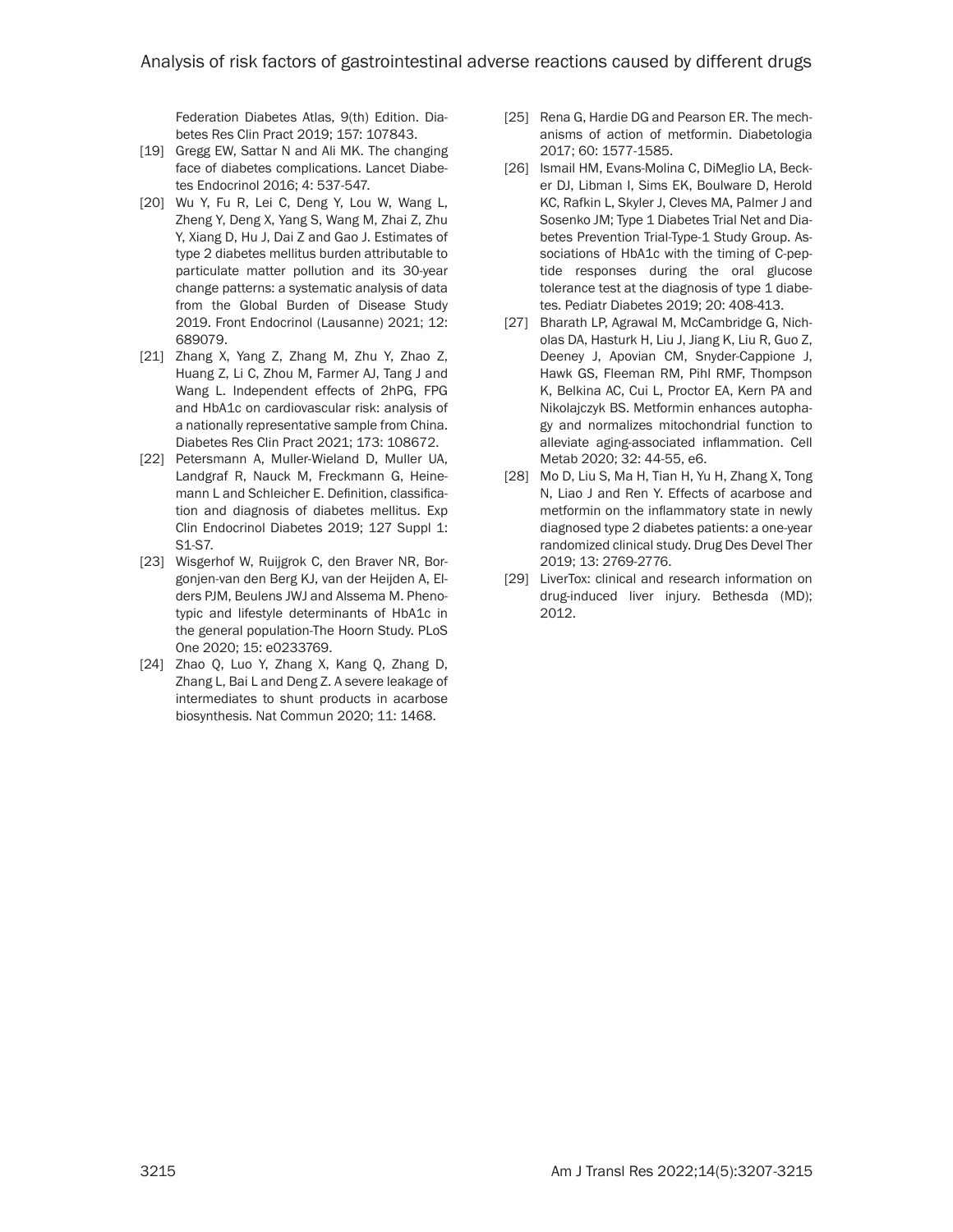Federation Diabetes Atlas, 9(th) Edition. Diabetes Res Clin Pract 2019; 157: 107843.

[19] Gregg EW, Sattar N and Ali MK. The changing face of diabetes complications. Lancet Diabetes Endocrinol 2016; 4: 537-547.

[20] Wu Y, Fu R, Lei C, Deng Y, Lou W, Wang L, Zheng Y, Deng X, Yang S, Wang M, Zhai Z, Zhu Y, Xiang D, Hu J, Dai Z and Gao J. Estimates of type 2 diabetes mellitus burden attributable to particulate matter pollution and its 30-year change patterns: a systematic analysis of data from the Global Burden of Disease Study 2019. Front Endocrinol (Lausanne) 2021; 12: 689079.

[21] Zhang X, Yang Z, Zhang M, Zhu Y, Zhao Z, Huang Z, Li C, Zhou M, Farmer AJ, Tang J and Wang L. Independent effects of 2hPG, FPG and HbA1c on cardiovascular risk: analysis of a nationally representative sample from China. Diabetes Res Clin Pract 2021; 173: 108672.

[22] Petersmann A, Muller-Wieland D, Muller UA, Landgraf R, Nauck M, Freckmann G, Heinemann L and Schleicher E. Definition, classification and diagnosis of diabetes mellitus. Exp Clin Endocrinol Diabetes 2019; 127 Suppl 1: S1-S7.

[23] Wisgerhof W, Ruijgrok C, den Braver NR, Borgonjen-van den Berg KJ, van der Heijden A, Elders PJM, Beulens JWJ and Alssema M. Phenotypic and lifestyle determinants of HbA1c in the general population-The Hoorn Study. PLoS One 2020; 15: e0233769.

[24] Zhao Q, Luo Y, Zhang X, Kang Q, Zhang D, Zhang L, Bai L and Deng Z. A severe leakage of intermediates to shunt products in acarbose biosynthesis. Nat Commun 2020; 11: 1468.

[25] Rena G, Hardie DG and Pearson ER. The mechanisms of action of metformin. Diabetologia 2017; 60: 1577-1585.

[26] Ismail HM, Evans-Molina C, DiMeglio LA, Becker DJ, Libman I, Sims EK, Boulware D, Herold KC, Rafkin L, Skyler J, Cleves MA, Palmer J and Sosenko JM; Type 1 Diabetes Trial Net and Diabetes Prevention Trial-Type-1 Study Group. Associations of HbA1c with the timing of C-peptide responses during the oral glucose tolerance test at the diagnosis of type 1 diabetes. Pediatr Diabetes 2019; 20: 408-413.

[27] Bharath LP, Agrawal M, McCambridge G, Nicholas DA, Hasturk H, Liu J, Jiang K, Liu R, Guo Z, Deeney J, Apovian CM, Snyder-Cappione J, Hawk GS, Fleeman RM, Pihl RMF, Thompson K, Belkina AC, Cui L, Proctor EA, Kern PA and Nikolajczyk BS. Metformin enhances autophagy and normalizes mitochondrial function to alleviate aging-associated inflammation. Cell Metab 2020; 32: 44-55, e6.

[28] Mo D, Liu S, Ma H, Tian H, Yu H, Zhang X, Tong N, Liao J and Ren Y. Effects of acarbose and metformin on the inflammatory state in newly diagnosed type 2 diabetes patients: a one-year randomized clinical study. Drug Des Devel Ther 2019; 13: 2769-2776.

[29] LiverTox: clinical and research information on drug-induced liver injury. Bethesda (MD); 2012.